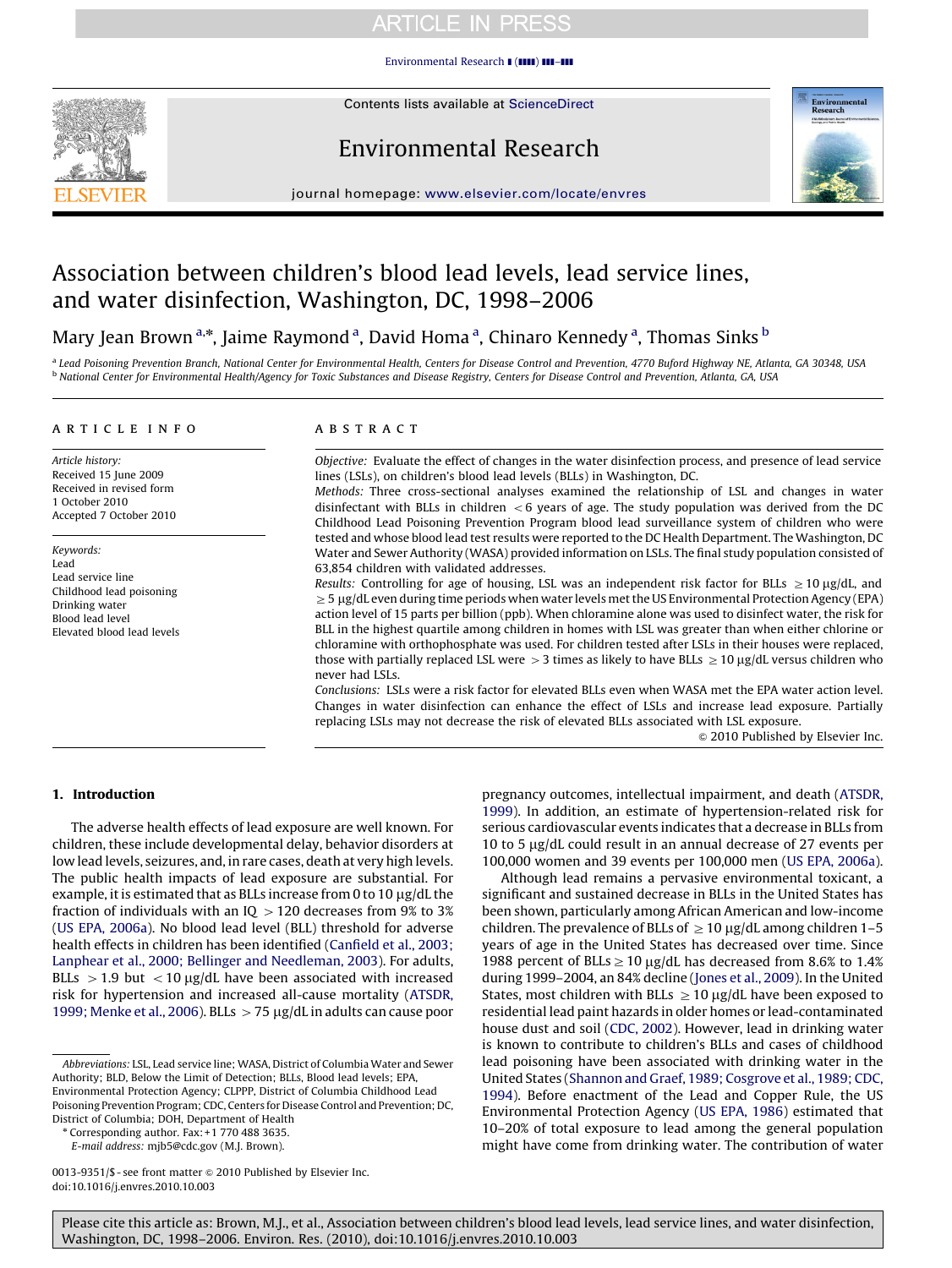# Association between children's blood lead levels, lead service lines, and water disinfection, Washington, DC, 1998–2006

Mary Jean Brown [a,*], Jaime Raymond [a], David Homa [a], Chinaro Kennedy [a], Thomas Sinks [b]

[a] Lead Poisoning Prevention Branch, National Center for Environmental Health, Centers for Disease Control and Prevention, 4770 Buford Highway NE, Atlanta, GA 30348, USA

[b] National Center for Environmental Health/Agency for Toxic Substances and Disease Registry, Centers for Disease Control and Prevention, Atlanta, GA, USA

## ARTICLE INFO

*Article history:*
Received 15 June 2009
Received in revised form
1 October 2010
Accepted 7 October 2010

*Keywords:*
Lead
Lead service line
Childhood lead poisoning
Drinking water
Blood lead level
Elevated blood lead levels

## ABSTRACT

*Objective:* Evaluate the effect of changes in the water disinfection process, and presence of lead service lines (LSLs), on children's blood lead levels (BLLs) in Washington, DC.

*Methods:* Three cross-sectional analyses examined the relationship of LSL and changes in water disinfectant with BLLs in children $<6$ years of age. The study population was derived from the DC Childhood Lead Poisoning Prevention Program blood lead surveillance system of children who were tested and whose blood lead test results were reported to the DC Health Department. The Washington, DC Water and Sewer Authority (WASA) provided information on LSLs. The final study population consisted of 63,854 children with validated addresses.

*Results:* Controlling for age of housing, LSL was an independent risk factor for BLLs $\geq 10$ μg/dL, and $\geq 5$ μg/dL even during time periods when water levels met the US Environmental Protection Agency (EPA) action level of 15 parts per billion (ppb). When chloramine alone was used to disinfect water, the risk for BLL in the highest quartile among children in homes with LSL was greater than when either chlorine or chloramine with orthophosphate was used. For children tested after LSLs in their houses were replaced, those with partially replaced LSL were $>3$ times as likely to have BLLs $\geq 10$ μg/dL versus children who never had LSLs.

*Conclusions:* LSLs were a risk factor for elevated BLLs even when WASA met the EPA water action level. Changes in water disinfection can enhance the effect of LSLs and increase lead exposure. Partially replacing LSLs may not decrease the risk of elevated BLLs associated with LSL exposure.

© 2010 Published by Elsevier Inc.

## 1. Introduction

The adverse health effects of lead exposure are well known. For children, these include developmental delay, behavior disorders at low lead levels, seizures, and, in rare cases, death at very high levels. The public health impacts of lead exposure are substantial. For example, it is estimated that as BLLs increase from 0 to 10 μg/dL the fraction of individuals with an IQ $>120$ decreases from 9% to 3% (US EPA, 2006a). No blood lead level (BLL) threshold for adverse health effects in children has been identified (Canfield et al., 2003; Lanphear et al., 2000; Bellinger and Needleman, 2003). For adults, BLLs $>1.9$ but $<10$ μg/dL have been associated with increased risk for hypertension and increased all-cause mortality (ATSDR, 1999; Menke et al., 2006). BLLs $>75$ μg/dL in adults can cause poor pregnancy outcomes, intellectual impairment, and death (ATSDR, 1999). In addition, an estimate of hypertension-related risk for serious cardiovascular events indicates that a decrease in BLLs from 10 to 5 μg/dL could result in an annual decrease of 27 events per 100,000 women and 39 events per 100,000 men (US EPA, 2006a).

Although lead remains a pervasive environmental toxicant, a significant and sustained decrease in BLLs in the United States has been shown, particularly among African American and low-income children. The prevalence of BLLs of $\geq 10$ μg/dL among children 1–5 years of age in the United States has decreased over time. Since 1988 percent of BLLs $\geq 10$ μg/dL has decreased from 8.6% to 1.4% during 1999–2004, an 84% decline (Jones et al., 2009). In the United States, most children with BLLs $\geq 10$ μg/dL have been exposed to residential lead paint hazards in older homes or lead-contaminated house dust and soil (CDC, 2002). However, lead in drinking water is known to contribute to children's BLLs and cases of childhood lead poisoning have been associated with drinking water in the United States (Shannon and Graef, 1989; Cosgrove et al., 1989; CDC, 1994). Before enactment of the Lead and Copper Rule, the US Environmental Protection Agency (US EPA, 1986) estimated that 10–20% of total exposure to lead among the general population might have come from drinking water. The contribution of water

*Abbreviations:* LSL, Lead service line; WASA, District of Columbia Water and Sewer Authority; BLD, Below the Limit of Detection; BLLs, Blood lead levels; EPA, Environmental Protection Agency; CLPPP, District of Columbia Childhood Lead Poisoning Prevention Program; CDC, Centers for Disease Control and Prevention; DC, District of Columbia; DOH, Department of Health

\* Corresponding author. Fax: +1 770 488 3635.
*E-mail address:* mjb5@cdc.gov (M.J. Brown).

0013-9351/$ - see front matter © 2010 Published by Elsevier Inc.
doi:10.1016/j.envres.2010.10.003

Please cite this article as: Brown, M.J., et al., Association between children's blood lead levels, lead service lines, and water disinfection, Washington, DC, 1998–2006. Environ. Res. (2010), doi:10.1016/j.envres.2010.10.003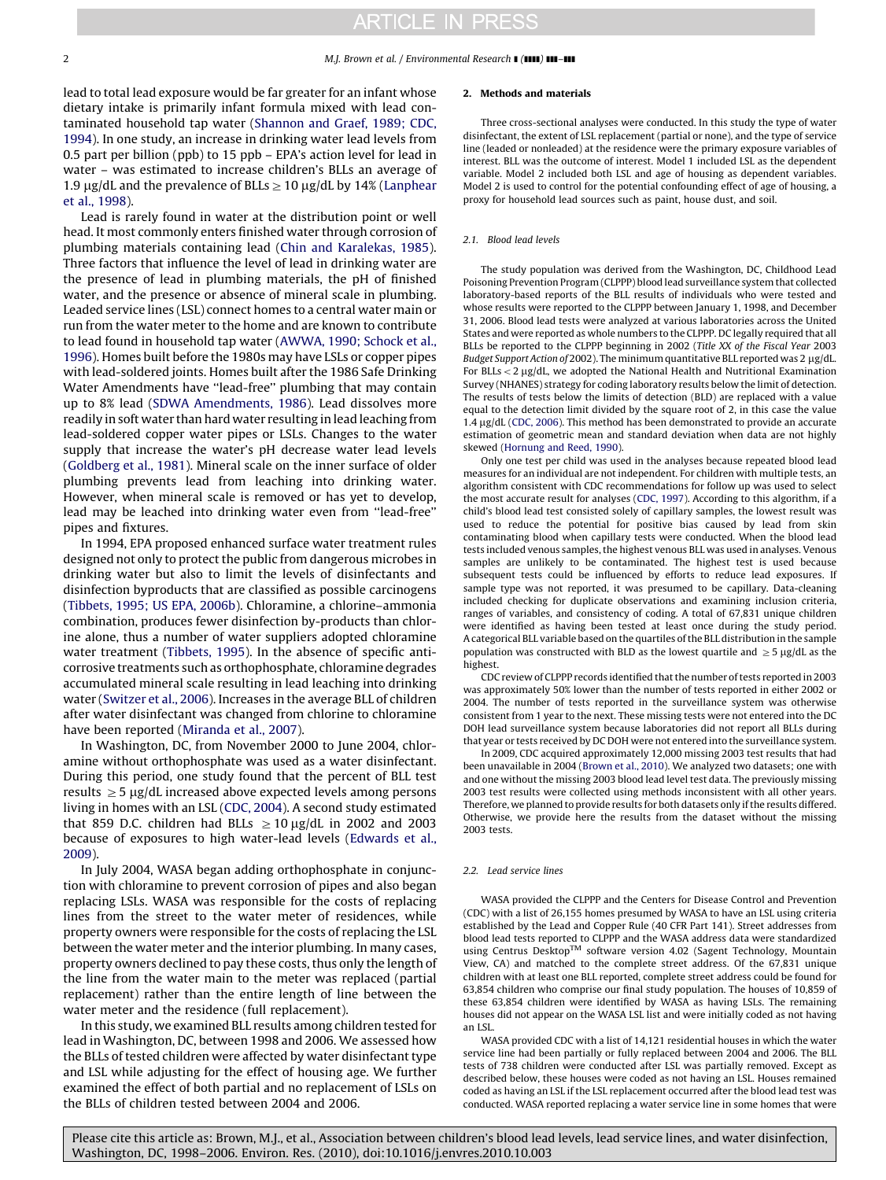lead to total lead exposure would be far greater for an infant whose dietary intake is primarily infant formula mixed with lead contaminated household tap water (Shannon and Graef, 1989; CDC, 1994). In one study, an increase in drinking water lead levels from 0.5 part per billion (ppb) to 15 ppb – EPA's action level for lead in water – was estimated to increase children's BLLs an average of 1.9 μg/dL and the prevalence of BLLs ≥ 10 μg/dL by 14% (Lanphear et al., 1998).

Lead is rarely found in water at the distribution point or well head. It most commonly enters finished water through corrosion of plumbing materials containing lead (Chin and Karalekas, 1985). Three factors that influence the level of lead in drinking water are the presence of lead in plumbing materials, the pH of finished water, and the presence or absence of mineral scale in plumbing. Leaded service lines (LSL) connect homes to a central water main or run from the water meter to the home and are known to contribute to lead found in household tap water (AWWA, 1990; Schock et al., 1996). Homes built before the 1980s may have LSLs or copper pipes with lead-soldered joints. Homes built after the 1986 Safe Drinking Water Amendments have "lead-free" plumbing that may contain up to 8% lead (SDWA Amendments, 1986). Lead dissolves more readily in soft water than hard water resulting in lead leaching from lead-soldered copper water pipes or LSLs. Changes to the water supply that increase the water's pH decrease water lead levels (Goldberg et al., 1981). Mineral scale on the inner surface of older plumbing prevents lead from leaching into drinking water. However, when mineral scale is removed or has yet to develop, lead may be leached into drinking water even from "lead-free" pipes and fixtures.

In 1994, EPA proposed enhanced surface water treatment rules designed not only to protect the public from dangerous microbes in drinking water but also to limit the levels of disinfectants and disinfection byproducts that are classified as possible carcinogens (Tibbets, 1995; US EPA, 2006b). Chloramine, a chlorine–ammonia combination, produces fewer disinfection by-products than chlorine alone, thus a number of water suppliers adopted chloramine water treatment (Tibbets, 1995). In the absence of specific anticorrosive treatments such as orthophosphate, chloramine degrades accumulated mineral scale resulting in lead leaching into drinking water (Switzer et al., 2006). Increases in the average BLL of children after water disinfectant was changed from chlorine to chloramine have been reported (Miranda et al., 2007).

In Washington, DC, from November 2000 to June 2004, chloramine without orthophosphate was used as a water disinfectant. During this period, one study found that the percent of BLL test results ≥ 5 μg/dL increased above expected levels among persons living in homes with an LSL (CDC, 2004). A second study estimated that 859 D.C. children had BLLs ≥ 10 μg/dL in 2002 and 2003 because of exposures to high water-lead levels (Edwards et al., 2009).

In July 2004, WASA began adding orthophosphate in conjunction with chloramine to prevent corrosion of pipes and also began replacing LSLs. WASA was responsible for the costs of replacing lines from the street to the water meter of residences, while property owners were responsible for the costs of replacing the LSL between the water meter and the interior plumbing. In many cases, property owners declined to pay these costs, thus only the length of the line from the water main to the meter was replaced (partial replacement) rather than the entire length of line between the water meter and the residence (full replacement).

In this study, we examined BLL results among children tested for lead in Washington, DC, between 1998 and 2006. We assessed how the BLLs of tested children were affected by water disinfectant type and LSL while adjusting for the effect of housing age. We further examined the effect of both partial and no replacement of LSLs on the BLLs of children tested between 2004 and 2006.

## 2. Methods and materials

Three cross-sectional analyses were conducted. In this study the type of water disinfectant, the extent of LSL replacement (partial or none), and the type of service line (leaded or nonleaded) at the residence were the primary exposure variables of interest. BLL was the outcome of interest. Model 1 included LSL as the dependent variable. Model 2 included both LSL and age of housing as dependent variables. Model 2 is used to control for the potential confounding effect of age of housing, a proxy for household lead sources such as paint, house dust, and soil.

### 2.1. Blood lead levels

The study population was derived from the Washington, DC, Childhood Lead Poisoning Prevention Program (CLPPP) blood lead surveillance system that collected laboratory-based reports of the BLL results of individuals who were tested and whose results were reported to the CLPPP between January 1, 1998, and December 31, 2006. Blood lead tests were analyzed at various laboratories across the United States and were reported as whole numbers to the CLPPP. DC legally required that all BLLs be reported to the CLPPP beginning in 2002 (*Title XX of the Fiscal Year* 2003 *Budget Support Action of* 2002). The minimum quantitative BLL reported was 2 μg/dL. For BLLs < 2 μg/dL, we adopted the National Health and Nutritional Examination Survey (NHANES) strategy for coding laboratory results below the limit of detection. The results of tests below the limits of detection (BLD) are replaced with a value equal to the detection limit divided by the square root of 2, in this case the value 1.4 μg/dL (CDC, 2006). This method has been demonstrated to provide an accurate estimation of geometric mean and standard deviation when data are not highly skewed (Hornung and Reed, 1990).

Only one test per child was used in the analyses because repeated blood lead measures for an individual are not independent. For children with multiple tests, an algorithm consistent with CDC recommendations for follow up was used to select the most accurate result for analyses (CDC, 1997). According to this algorithm, if a child's blood lead test consisted solely of capillary samples, the lowest result was used to reduce the potential for positive bias caused by lead from skin contaminating blood when capillary tests were conducted. When the blood lead tests included venous samples, the highest venous BLL was used in analyses. Venous samples are unlikely to be contaminated. The highest test is used because subsequent tests could be influenced by efforts to reduce lead exposures. If sample type was not reported, it was presumed to be capillary. Data-cleaning included checking for duplicate observations and examining inclusion criteria, ranges of variables, and consistency of coding. A total of 67,831 unique children were identified as having been tested at least once during the study period. A categorical BLL variable based on the quartiles of the BLL distribution in the sample population was constructed with BLD as the lowest quartile and ≥ 5 μg/dL as the highest.

CDC review of CLPPP records identified that the number of tests reported in 2003 was approximately 50% lower than the number of tests reported in either 2002 or 2004. The number of tests reported in the surveillance system was otherwise consistent from 1 year to the next. These missing tests were not entered into the DC DOH lead surveillance system because laboratories did not report all BLLs during that year or tests received by DC DOH were not entered into the surveillance system.

In 2009, CDC acquired approximately 12,000 missing 2003 test results that had been unavailable in 2004 (Brown et al., 2010). We analyzed two datasets; one with and one without the missing 2003 blood lead level test data. The previously missing 2003 test results were collected using methods inconsistent with all other years. Therefore, we planned to provide results for both datasets only if the results differed. Otherwise, we provide here the results from the dataset without the missing 2003 tests.

### 2.2. Lead service lines

WASA provided the CLPPP and the Centers for Disease Control and Prevention (CDC) with a list of 26,155 homes presumed by WASA to have an LSL using criteria established by the Lead and Copper Rule (40 CFR Part 141). Street addresses from blood lead tests reported to CLPPP and the WASA address data were standardized using Centrus Desktop™ software version 4.02 (Sagent Technology, Mountain View, CA) and matched to the complete street address. Of the 67,831 unique children with at least one BLL reported, complete street address could be found for 63,854 children who comprise our final study population. The houses of 10,859 of these 63,854 children were identified by WASA as having LSLs. The remaining houses did not appear on the WASA LSL list and were initially coded as not having an LSL.

WASA provided CDC with a list of 14,121 residential houses in which the water service line had been partially or fully replaced between 2004 and 2006. The BLL tests of 738 children were conducted after LSL was partially removed. Except as described below, these houses were coded as not having an LSL. Houses remained coded as having an LSL if the LSL replacement occurred after the blood lead test was conducted. WASA reported replacing a water service line in some homes that were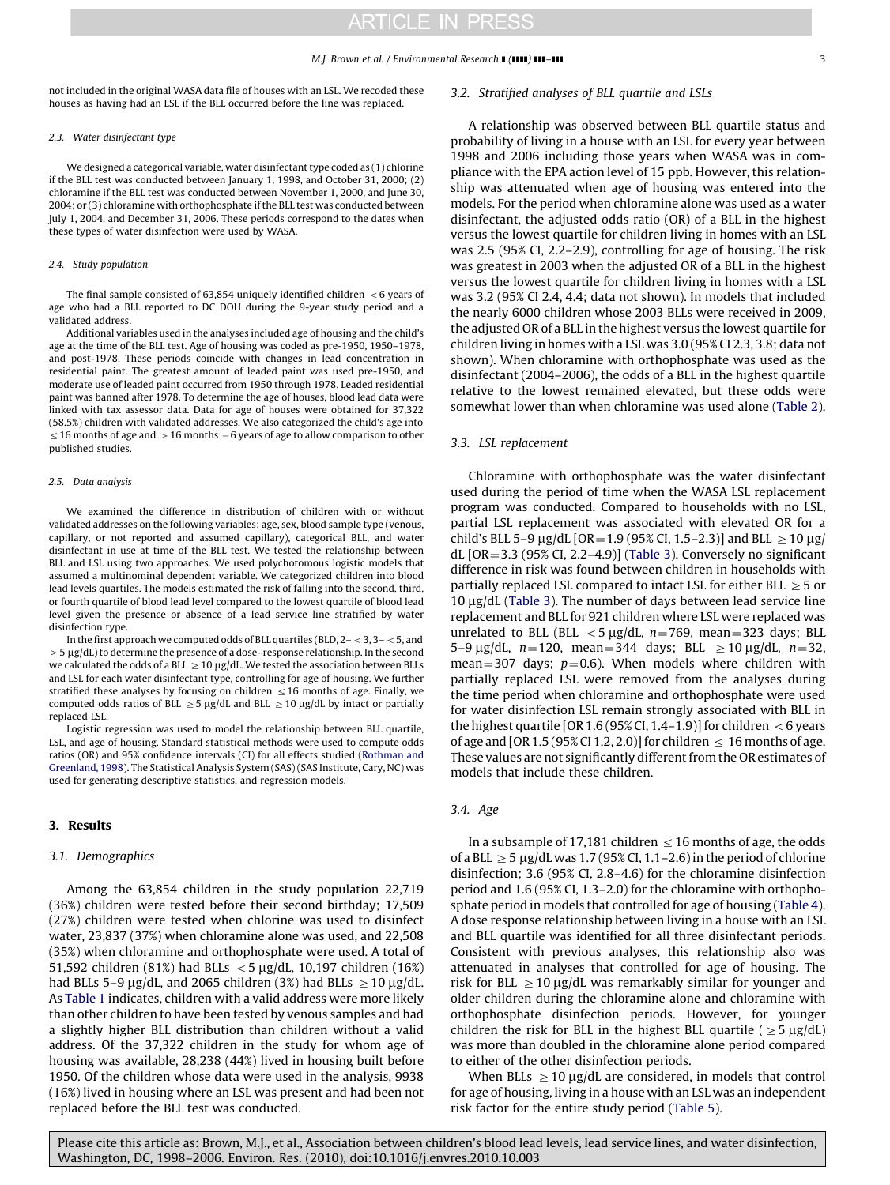not included in the original WASA data file of houses with an LSL. We recoded these houses as having had an LSL if the BLL occurred before the line was replaced.

### 2.3. Water disinfectant type

We designed a categorical variable, water disinfectant type coded as (1) chlorine if the BLL test was conducted between January 1, 1998, and October 31, 2000; (2) chloramine if the BLL test was conducted between November 1, 2000, and June 30, 2004; or (3) chloramine with orthophosphate if the BLL test was conducted between July 1, 2004, and December 31, 2006. These periods correspond to the dates when these types of water disinfection were used by WASA.

### 2.4. Study population

The final sample consisted of 63,854 uniquely identified children $<6$ years of age who had a BLL reported to DC DOH during the 9-year study period and a validated address.

Additional variables used in the analyses included age of housing and the child's age at the time of the BLL test. Age of housing was coded as pre-1950, 1950–1978, and post-1978. These periods coincide with changes in lead concentration in residential paint. The greatest amount of leaded paint was used pre-1950, and moderate use of leaded paint occurred from 1950 through 1978. Leaded residential paint was banned after 1978. To determine the age of houses, blood lead data were linked with tax assessor data. Data for age of houses were obtained for 37,322 (58.5%) children with validated addresses. We also categorized the child's age into $\leq 16$ months of age and $>16$ months $-6$ years of age to allow comparison to other published studies.

### 2.5. Data analysis

We examined the difference in distribution of children with or without validated addresses on the following variables: age, sex, blood sample type (venous, capillary, or not reported and assumed capillary), categorical BLL, and water disinfectant in use at time of the BLL test. We tested the relationship between BLL and LSL using two approaches. We used polychotomous logistic models that assumed a multinominal dependent variable. We categorized children into blood lead levels quartiles. The models estimated the risk of falling into the second, third, or fourth quartile of blood lead level compared to the lowest quartile of blood lead level given the presence or absence of a lead service line stratified by water disinfection type.

In the first approach we computed odds of BLL quartiles (BLD, 2–$<3$, 3–$<5$, and $\geq 5$ μg/dL) to determine the presence of a dose–response relationship. In the second we calculated the odds of a BLL $\geq 10$ μg/dL. We tested the association between BLLs and LSL for each water disinfectant type, controlling for age of housing. We further stratified these analyses by focusing on children $\leq 16$ months of age. Finally, we computed odds ratios of BLL $\geq 5$ μg/dL and BLL $\geq 10$ μg/dL by intact or partially replaced LSL.

Logistic regression was used to model the relationship between BLL quartile, LSL, and age of housing. Standard statistical methods were used to compute odds ratios (OR) and 95% confidence intervals (CI) for all effects studied (Rothman and Greenland, 1998). The Statistical Analysis System (SAS) (SAS Institute, Cary, NC) was used for generating descriptive statistics, and regression models.

## 3. Results

### 3.1. Demographics

Among the 63,854 children in the study population 22,719 (36%) children were tested before their second birthday; 17,509 (27%) children were tested when chlorine was used to disinfect water, 23,837 (37%) when chloramine alone was used, and 22,508 (35%) when chloramine and orthophosphate were used. A total of 51,592 children (81%) had BLLs $<5$ μg/dL, 10,197 children (16%) had BLLs 5–9 μg/dL, and 2065 children (3%) had BLLs $\geq 10$ μg/dL. As Table 1 indicates, children with a valid address were more likely than other children to have been tested by venous samples and had a slightly higher BLL distribution than children without a valid address. Of the 37,322 children in the study for whom age of housing was available, 28,238 (44%) lived in housing built before 1950. Of the children whose data were used in the analysis, 9938 (16%) lived in housing where an LSL was present and had been not replaced before the BLL test was conducted.

### 3.2. Stratified analyses of BLL quartile and LSLs

A relationship was observed between BLL quartile status and probability of living in a house with an LSL for every year between 1998 and 2006 including those years when WASA was in compliance with the EPA action level of 15 ppb. However, this relationship was attenuated when age of housing was entered into the models. For the period when chloramine alone was used as a water disinfectant, the adjusted odds ratio (OR) of a BLL in the highest versus the lowest quartile for children living in homes with an LSL was 2.5 (95% CI, 2.2–2.9), controlling for age of housing. The risk was greatest in 2003 when the adjusted OR of a BLL in the highest versus the lowest quartile for children living in homes with a LSL was 3.2 (95% CI 2.4, 4.4; data not shown). In models that included the nearly 6000 children whose 2003 BLLs were received in 2009, the adjusted OR of a BLL in the highest versus the lowest quartile for children living in homes with a LSL was 3.0 (95% CI 2.3, 3.8; data not shown). When chloramine with orthophosphate was used as the disinfectant (2004–2006), the odds of a BLL in the highest quartile relative to the lowest remained elevated, but these odds were somewhat lower than when chloramine was used alone (Table 2).

### 3.3. LSL replacement

Chloramine with orthophosphate was the water disinfectant used during the period of time when the WASA LSL replacement program was conducted. Compared to households with no LSL, partial LSL replacement was associated with elevated OR for a child's BLL 5–9 μg/dL [OR=1.9 (95% CI, 1.5–2.3)] and BLL $\geq 10$ μg/dL [OR=3.3 (95% CI, 2.2–4.9)] (Table 3). Conversely no significant difference in risk was found between children in households with partially replaced LSL compared to intact LSL for either BLL $\geq 5$ or 10 μg/dL (Table 3). The number of days between lead service line replacement and BLL for 921 children where LSL were replaced was unrelated to BLL (BLL $<5$ μg/dL, $n=769$, mean=323 days; BLL 5–9 μg/dL, $n=120$, mean=344 days; BLL $\geq 10$ μg/dL, $n=32$, mean=307 days; $p=0.6$). When models where children with partially replaced LSL were removed from the analyses during the time period when chloramine and orthophosphate were used for water disinfection LSL remain strongly associated with BLL in the highest quartile [OR 1.6 (95% CI, 1.4–1.9)] for children $<6$ years of age and [OR 1.5 (95% CI 1.2, 2.0)] for children $\leq 16$ months of age. These values are not significantly different from the OR estimates of models that include these children.

### 3.4. Age

In a subsample of 17,181 children $\leq 16$ months of age, the odds of a BLL $\geq 5$ μg/dL was 1.7 (95% CI, 1.1–2.6) in the period of chlorine disinfection; 3.6 (95% CI, 2.8–4.6) for the chloramine disinfection period and 1.6 (95% CI, 1.3–2.0) for the chloramine with orthophosphate period in models that controlled for age of housing (Table 4). A dose response relationship between living in a house with an LSL and BLL quartile was identified for all three disinfectant periods. Consistent with previous analyses, this relationship also was attenuated in analyses that controlled for age of housing. The risk for BLL $\geq 10$ μg/dL was remarkably similar for younger and older children during the chloramine alone and chloramine with orthophosphate disinfection periods. However, for younger children the risk for BLL in the highest BLL quartile ($\geq 5$ μg/dL) was more than doubled in the chloramine alone period compared to either of the other disinfection periods.

When BLLs $\geq 10$ μg/dL are considered, in models that control for age of housing, living in a house with an LSL was an independent risk factor for the entire study period (Table 5).

Please cite this article as: Brown, M.J., et al., Association between children's blood lead levels, lead service lines, and water disinfection, Washington, DC, 1998–2006. Environ. Res. (2010), doi:10.1016/j.envres.2010.10.003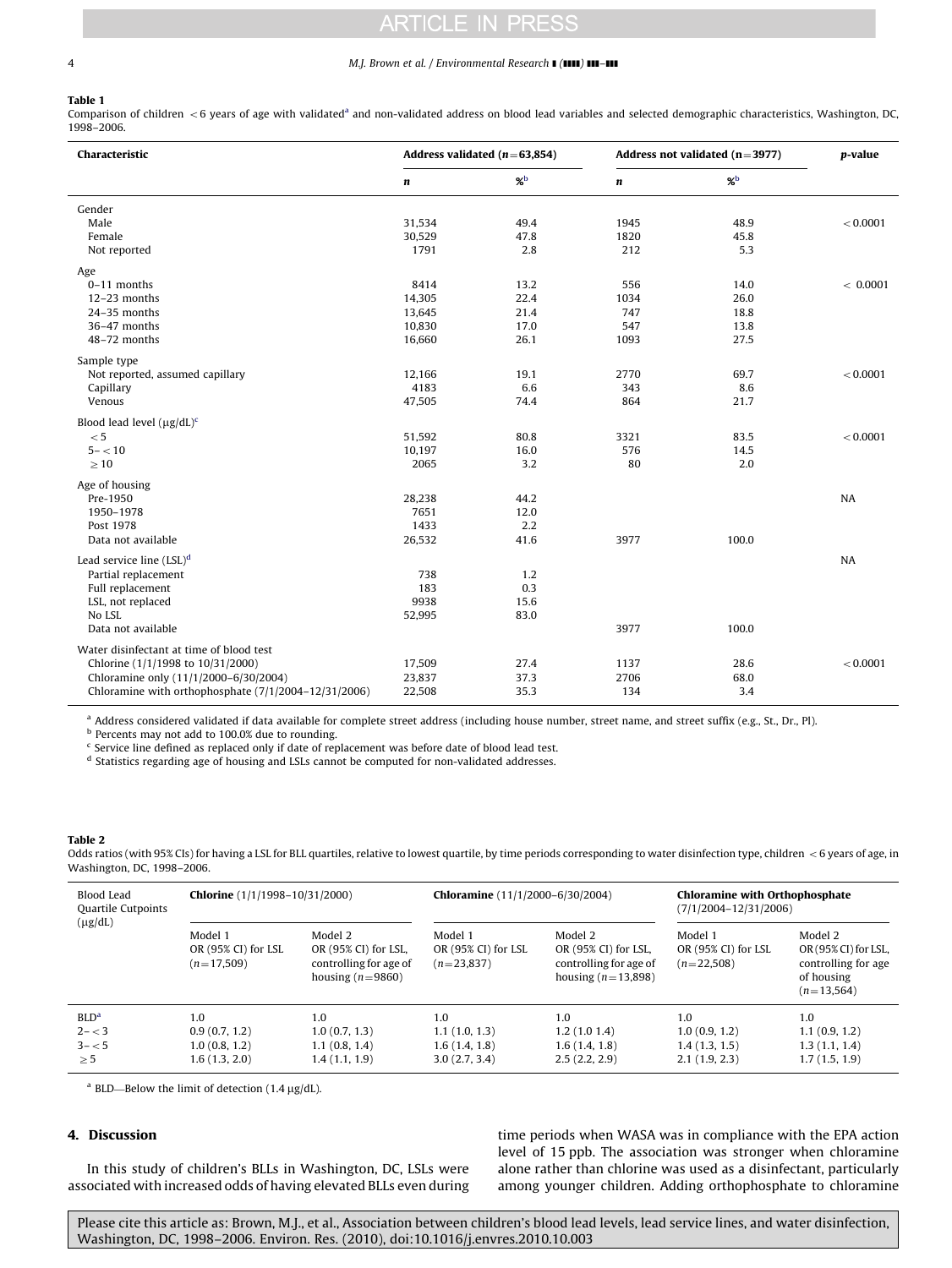**Table 1**

Comparison of children <6 years of age with validated[a] and non-validated address on blood lead variables and selected demographic characteristics, Washington, DC, 1998–2006.

| Characteristic | Address validated (n=63,854) | | Address not validated (n=3977) | | p-value |
|---|---|---|---|---|---|
| | n | %[b] | n | %[b] | |
| Gender | | | | | |
| Male | 31,534 | 49.4 | 1945 | 48.9 | <0.0001 |
| Female | 30,529 | 47.8 | 1820 | 45.8 | |
| Not reported | 1791 | 2.8 | 212 | 5.3 | |
| Age | | | | | |
| 0–11 months | 8414 | 13.2 | 556 | 14.0 | < 0.0001 |
| 12–23 months | 14,305 | 22.4 | 1034 | 26.0 | |
| 24–35 months | 13,645 | 21.4 | 747 | 18.8 | |
| 36–47 months | 10,830 | 17.0 | 547 | 13.8 | |
| 48–72 months | 16,660 | 26.1 | 1093 | 27.5 | |
| Sample type | | | | | |
| Not reported, assumed capillary | 12,166 | 19.1 | 2770 | 69.7 | <0.0001 |
| Capillary | 4183 | 6.6 | 343 | 8.6 | |
| Venous | 47,505 | 74.4 | 864 | 21.7 | |
| Blood lead level (μg/dL)[c] | | | | | |
| <5 | 51,592 | 80.8 | 3321 | 83.5 | <0.0001 |
| 5–<10 | 10,197 | 16.0 | 576 | 14.5 | |
| ≥10 | 2065 | 3.2 | 80 | 2.0 | |
| Age of housing | | | | | |
| Pre-1950 | 28,238 | 44.2 | | | NA |
| 1950–1978 | 7651 | 12.0 | | | |
| Post 1978 | 1433 | 2.2 | | | |
| Data not available | 26,532 | 41.6 | 3977 | 100.0 | |
| Lead service line (LSL)[d] | | | | | NA |
| Partial replacement | 738 | 1.2 | | | |
| Full replacement | 183 | 0.3 | | | |
| LSL, not replaced | 9938 | 15.6 | | | |
| No LSL | 52,995 | 83.0 | | | |
| Data not available | | | 3977 | 100.0 | |
| Water disinfectant at time of blood test | | | | | |
| Chlorine (1/1/1998 to 10/31/2000) | 17,509 | 27.4 | 1137 | 28.6 | <0.0001 |
| Chloramine only (11/1/2000–6/30/2004) | 23,837 | 37.3 | 2706 | 68.0 | |
| Chloramine with orthophosphate (7/1/2004–12/31/2006) | 22,508 | 35.3 | 134 | 3.4 | |

[a] Address considered validated if data available for complete street address (including house number, street name, and street suffix (e.g., St., Dr., Pl).

[b] Percents may not add to 100.0% due to rounding.

[c] Service line defined as replaced only if date of replacement was before date of blood lead test.

[d] Statistics regarding age of housing and LSLs cannot be computed for non-validated addresses.

**Table 2**

Odds ratios (with 95% CIs) for having a LSL for BLL quartiles, relative to lowest quartile, by time periods corresponding to water disinfection type, children <6 years of age, in Washington, DC, 1998–2006.

| Blood Lead Quartile Cutpoints (μg/dL) | **Chlorine** (1/1/1998–10/31/2000) | | **Chloramine** (11/1/2000–6/30/2004) | | **Chloramine with Orthophosphate** (7/1/2004–12/31/2006) | |
|---|---|---|---|---|---|---|
| | Model 1 OR (95% CI) for LSL (n=17,509) | Model 2 OR (95% CI) for LSL, controlling for age of housing (n=9860) | Model 1 OR (95% CI) for LSL (n=23,837) | Model 2 OR (95% CI) for LSL, controlling for age of housing (n=13,898) | Model 1 OR (95% CI) for LSL (n=22,508) | Model 2 OR (95% CI) for LSL, controlling for age of housing (n=13,564) |
| BLD[a] | 1.0 | 1.0 | 1.0 | 1.0 | 1.0 | 1.0 |
| 2–<3 | 0.9 (0.7, 1.2) | 1.0 (0.7, 1.3) | 1.1 (1.0, 1.3) | 1.2 (1.0 1.4) | 1.0 (0.9, 1.2) | 1.1 (0.9, 1.2) |
| 3–<5 | 1.0 (0.8, 1.2) | 1.1 (0.8, 1.4) | 1.6 (1.4, 1.8) | 1.6 (1.4, 1.8) | 1.4 (1.3, 1.5) | 1.3 (1.1, 1.4) |
| ≥5 | 1.6 (1.3, 2.0) | 1.4 (1.1, 1.9) | 3.0 (2.7, 3.4) | 2.5 (2.2, 2.9) | 2.1 (1.9, 2.3) | 1.7 (1.5, 1.9) |

[a] BLD—Below the limit of detection (1.4 μg/dL).

## 4. Discussion

In this study of children's BLLs in Washington, DC, LSLs were associated with increased odds of having elevated BLLs even during time periods when WASA was in compliance with the EPA action level of 15 ppb. The association was stronger when chloramine alone rather than chlorine was used as a disinfectant, particularly among younger children. Adding orthophosphate to chloramine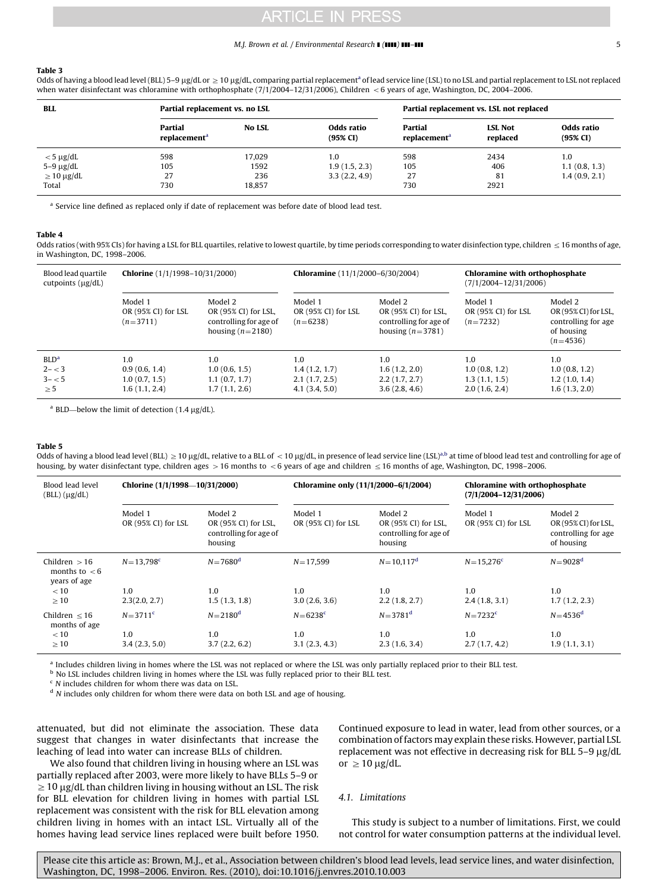**Table 3**
Odds of having a blood lead level (BLL) 5–9 μg/dL or ≥ 10 μg/dL, comparing partial replacement[a] of lead service line (LSL) to no LSL and partial replacement to LSL not replaced when water disinfectant was chloramine with orthophosphate (7/1/2004–12/31/2006), Children < 6 years of age, Washington, DC, 2004–2006.

| BLL | Partial replacement vs. no LSL | | | Partial replacement vs. LSL not replaced | | |
|---|---|---|---|---|---|---|
| | Partial replacement[a] | No LSL | Odds ratio (95% CI) | Partial replacement[a] | LSL Not replaced | Odds ratio (95% CI) |
| < 5 μg/dL | 598 | 17,029 | 1.0 | 598 | 2434 | 1.0 |
| 5–9 μg/dL | 105 | 1592 | 1.9 (1.5, 2.3) | 105 | 406 | 1.1 (0.8, 1.3) |
| ≥ 10 μg/dL | 27 | 236 | 3.3 (2.2, 4.9) | 27 | 81 | 1.4 (0.9, 2.1) |
| Total | 730 | 18,857 | | 730 | 2921 | |

[a] Service line defined as replaced only if date of replacement was before date of blood lead test.

**Table 4**
Odds ratios (with 95% CIs) for having a LSL for BLL quartiles, relative to lowest quartile, by time periods corresponding to water disinfection type, children ≤ 16 months of age, in Washington, DC, 1998–2006.

| Blood lead quartile cutpoints (μg/dL) | **Chlorine** (1/1/1998–10/31/2000) | | **Chloramine** (11/1/2000–6/30/2004) | | **Chloramine with orthophosphate** (7/1/2004–12/31/2006) | |
|---|---|---|---|---|---|---|
| | Model 1 OR (95% CI) for LSL (n=3711) | Model 2 OR (95% CI) for LSL, controlling for age of housing (n=2180) | Model 1 OR (95% CI) for LSL (n=6238) | Model 2 OR (95% CI) for LSL, controlling for age of housing (n=3781) | Model 1 OR (95% CI) for LSL (n=7232) | Model 2 OR (95% CI) for LSL, controlling for age of housing (n=4536) |
| BLD[a] | 1.0 | 1.0 | 1.0 | 1.0 | 1.0 | 1.0 |
| 2– < 3 | 0.9 (0.6, 1.4) | 1.0 (0.6, 1.5) | 1.4 (1.2, 1.7) | 1.6 (1.2, 2.0) | 1.0 (0.8, 1.2) | 1.0 (0.8, 1.2) |
| 3– < 5 | 1.0 (0.7, 1.5) | 1.1 (0.7, 1.7) | 2.1 (1.7, 2.5) | 2.2 (1.7, 2.7) | 1.3 (1.1, 1.5) | 1.2 (1.0, 1.4) |
| ≥ 5 | 1.6 (1.1, 2.4) | 1.7 (1.1, 2.6) | 4.1 (3.4, 5.0) | 3.6 (2.8, 4.6) | 2.0 (1.6, 2.4) | 1.6 (1.3, 2.0) |

[a] BLD—below the limit of detection (1.4 μg/dL).

**Table 5**
Odds of having a blood lead level (BLL) ≥ 10 μg/dL, relative to a BLL of < 10 μg/dL, in presence of lead service line (LSL)[a,b] at time of blood lead test and controlling for age of housing, by water disinfectant type, children ages > 16 months to < 6 years of age and children ≤ 16 months of age, Washington, DC, 1998–2006.

| Blood lead level (BLL) (μg/dL) | Chlorine (1/1/1998—10/31/2000) | | Chloramine only (11/1/2000–6/1/2004) | | Chloramine with orthophosphate (7/1/2004–12/31/2006) | |
|---|---|---|---|---|---|---|
| | Model 1 OR (95% CI) for LSL | Model 2 OR (95% CI) for LSL, controlling for age of housing | Model 1 OR (95% CI) for LSL | Model 2 OR (95% CI) for LSL, controlling for age of housing | Model 1 OR (95% CI) for LSL | Model 2 OR (95% CI) for LSL, controlling for age of housing |
| Children > 16 months to < 6 years of age | N=13,798[c] | N=7680[d] | N=17,599 | N=10,117[d] | N=15,276[c] | N=9028[d] |
| < 10 | 1.0 | 1.0 | 1.0 | 1.0 | 1.0 | 1.0 |
| ≥ 10 | 2.3(2.0, 2.7) | 1.5 (1.3, 1.8) | 3.0 (2.6, 3.6) | 2.2 (1.8, 2.7) | 2.4 (1.8, 3.1) | 1.7 (1.2, 2.3) |
| Children ≤ 16 months of age | N=3711[c] | N=2180[d] | N=6238[c] | N=3781[d] | N=7232[c] | N=4536[d] |
| < 10 | 1.0 | 1.0 | 1.0 | 1.0 | 1.0 | 1.0 |
| ≥ 10 | 3.4 (2.3, 5.0) | 3.7 (2.2, 6.2) | 3.1 (2.3, 4.3) | 2.3 (1.6, 3.4) | 2.7 (1.7, 4.2) | 1.9 (1.1, 3.1) |

[a] Includes children living in homes where the LSL was not replaced or where the LSL was only partially replaced prior to their BLL test.
[b] No LSL includes children living in homes where the LSL was fully replaced prior to their BLL test.
[c] N includes children for whom there was data on LSL.
[d] N includes only children for whom there were data on both LSL and age of housing.

attenuated, but did not eliminate the association. These data suggest that changes in water disinfectants that increase the leaching of lead into water can increase BLLs of children.

We also found that children living in housing where an LSL was partially replaced after 2003, were more likely to have BLLs 5–9 or ≥ 10 μg/dL than children living in housing without an LSL. The risk for BLL elevation for children living in homes with partial LSL replacement was consistent with the risk for BLL elevation among children living in homes with an intact LSL. Virtually all of the homes having lead service lines replaced were built before 1950. Continued exposure to lead in water, lead from other sources, or a combination of factors may explain these risks. However, partial LSL replacement was not effective in decreasing risk for BLL 5–9 μg/dL or ≥ 10 μg/dL.

### 4.1. Limitations

This study is subject to a number of limitations. First, we could not control for water consumption patterns at the individual level.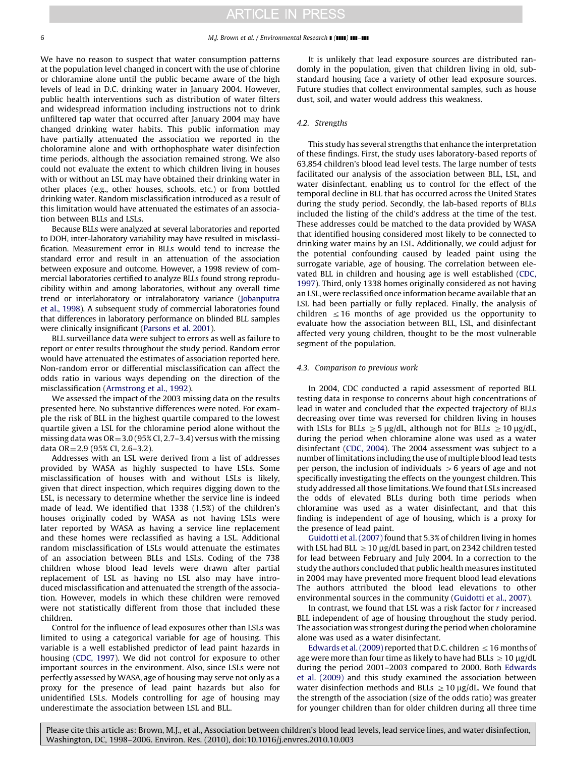We have no reason to suspect that water consumption patterns at the population level changed in concert with the use of chlorine or chloramine alone until the public became aware of the high levels of lead in D.C. drinking water in January 2004. However, public health interventions such as distribution of water filters and widespread information including instructions not to drink unfiltered tap water that occurred after January 2004 may have changed drinking water habits. This public information may have partially attenuated the association we reported in the choloramine alone and with orthophosphate water disinfection time periods, although the association remained strong. We also could not evaluate the extent to which children living in houses with or without an LSL may have obtained their drinking water in other places (e.g., other houses, schools, etc.) or from bottled drinking water. Random misclassification introduced as a result of this limitation would have attenuated the estimates of an association between BLLs and LSLs.

Because BLLs were analyzed at several laboratories and reported to DOH, inter-laboratory variability may have resulted in misclassification. Measurement error in BLLs would tend to increase the standard error and result in an attenuation of the association between exposure and outcome. However, a 1998 review of commercial laboratories certified to analyze BLLs found strong reproducibility within and among laboratories, without any overall time trend or interlaboratory or intralaboratory variance (Jobanputra et al., 1998). A subsequent study of commercial laboratories found that differences in laboratory performance on blinded BLL samples were clinically insignificant (Parsons et al. 2001).

BLL surveillance data were subject to errors as well as failure to report or enter results throughout the study period. Random error would have attenuated the estimates of association reported here. Non-random error or differential misclassification can affect the odds ratio in various ways depending on the direction of the misclassification (Armstrong et al., 1992).

We assessed the impact of the 2003 missing data on the results presented here. No substantive differences were noted. For example the risk of BLL in the highest quartile compared to the lowest quartile given a LSL for the chloramine period alone without the missing data was OR = 3.0 (95% CI, 2.7–3.4) versus with the missing data OR = 2.9 (95% CI, 2.6–3.2).

Addresses with an LSL were derived from a list of addresses provided by WASA as highly suspected to have LSLs. Some misclassification of houses with and without LSLs is likely, given that direct inspection, which requires digging down to the LSL, is necessary to determine whether the service line is indeed made of lead. We identified that 1338 (1.5%) of the children's houses originally coded by WASA as not having LSLs were later reported by WASA as having a service line replacement and these homes were reclassified as having a LSL. Additional random misclassification of LSLs would attenuate the estimates of an association between BLLs and LSLs. Coding of the 738 children whose blood lead levels were drawn after partial replacement of LSL as having no LSL also may have introduced misclassification and attenuated the strength of the association. However, models in which these children were removed were not statistically different from those that included these children.

Control for the influence of lead exposures other than LSLs was limited to using a categorical variable for age of housing. This variable is a well established predictor of lead paint hazards in housing (CDC, 1997). We did not control for exposure to other important sources in the environment. Also, since LSLs were not perfectly assessed by WASA, age of housing may serve not only as a proxy for the presence of lead paint hazards but also for unidentified LSLs. Models controlling for age of housing may underestimate the association between LSL and BLL.

It is unlikely that lead exposure sources are distributed randomly in the population, given that children living in old, substandard housing face a variety of other lead exposure sources. Future studies that collect environmental samples, such as house dust, soil, and water would address this weakness.

### 4.2. Strengths

This study has several strengths that enhance the interpretation of these findings. First, the study uses laboratory-based reports of 63,854 children's blood lead level tests. The large number of tests facilitated our analysis of the association between BLL, LSL, and water disinfectant, enabling us to control for the effect of the temporal decline in BLL that has occurred across the United States during the study period. Secondly, the lab-based reports of BLLs included the listing of the child's address at the time of the test. These addresses could be matched to the data provided by WASA that identified housing considered most likely to be connected to drinking water mains by an LSL. Additionally, we could adjust for the potential confounding caused by leaded paint using the surrogate variable, age of housing. The correlation between elevated BLL in children and housing age is well established (CDC, 1997). Third, only 1338 homes originally considered as not having an LSL, were reclassified once information became available that an LSL had been partially or fully replaced. Finally, the analysis of children $\leq 16$ months of age provided us the opportunity to evaluate how the association between BLL, LSL, and disinfectant affected very young children, thought to be the most vulnerable segment of the population.

### 4.3. Comparison to previous work

In 2004, CDC conducted a rapid assessment of reported BLL testing data in response to concerns about high concentrations of lead in water and concluded that the expected trajectory of BLLs decreasing over time was reversed for children living in houses with LSLs for BLLs $\geq 5$ μg/dL, although not for BLLs $\geq 10$ μg/dL, during the period when chloramine alone was used as a water disinfectant (CDC, 2004). The 2004 assessment was subject to a number of limitations including the use of multiple blood lead tests per person, the inclusion of individuals $> 6$ years of age and not specifically investigating the effects on the youngest children. This study addressed all those limitations. We found that LSLs increased the odds of elevated BLLs during both time periods when chloramine was used as a water disinfectant, and that this finding is independent of age of housing, which is a proxy for the presence of lead paint.

Guidotti et al. (2007) found that 5.3% of children living in homes with LSL had BLL $\geq 10$ μg/dL based in part, on 2342 children tested for lead between February and July 2004. In a correction to the study the authors concluded that public health measures instituted in 2004 may have prevented more frequent blood lead elevations The authors attributed the blood lead elevations to other environmental sources in the community (Guidotti et al., 2007).

In contrast, we found that LSL was a risk factor for r increased BLL independent of age of housing throughout the study period. The association was strongest during the period when choloramine alone was used as a water disinfectant.

Edwards et al. (2009) reported that D.C. children $\leq 16$ months of age were more than four time as likely to have had BLLs $\geq 10$ μg/dL during the period 2001–2003 compared to 2000. Both Edwards et al. (2009) and this study examined the association between water disinfection methods and BLLs $\geq 10$ μg/dL. We found that the strength of the association (size of the odds ratio) was greater for younger children than for older children during all three time

Please cite this article as: Brown, M.J., et al., Association between children's blood lead levels, lead service lines, and water disinfection, Washington, DC, 1998–2006. Environ. Res. (2010), doi:10.1016/j.envres.2010.10.003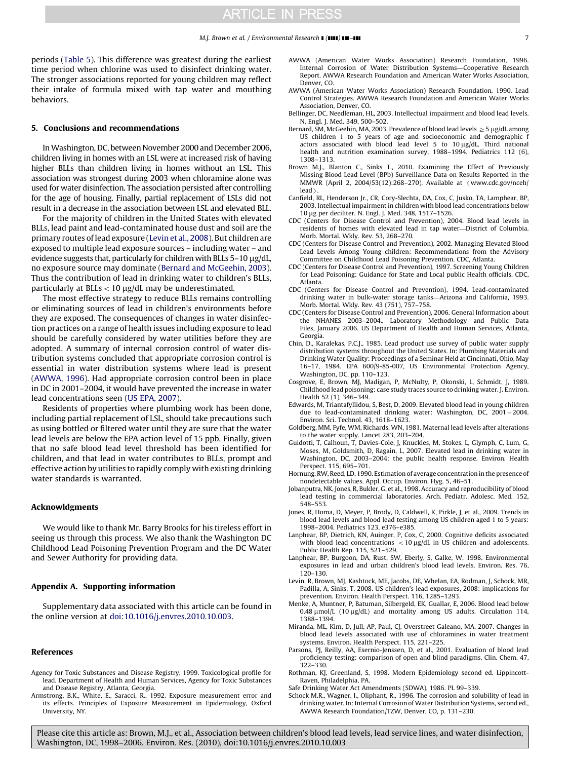periods (Table 5). This difference was greatest during the earliest time period when chlorine was used to disinfect drinking water. The stronger associations reported for young children may reflect their intake of formula mixed with tap water and mouthing behaviors.

## 5. Conclusions and recommendations

In Washington, DC, between November 2000 and December 2006, children living in homes with an LSL were at increased risk of having higher BLLs than children living in homes without an LSL. This association was strongest during 2003 when chloramine alone was used for water disinfection. The association persisted after controlling for the age of housing. Finally, partial replacement of LSLs did not result in a decrease in the association between LSL and elevated BLL.

For the majority of children in the United States with elevated BLLs, lead paint and lead-contaminated house dust and soil are the primary routes of lead exposure (Levin et al., 2008). But children are exposed to multiple lead exposure sources – including water – and evidence suggests that, particularly for children with BLLs 5–10 μg/dL, no exposure source may dominate (Bernard and McGeehin, 2003). Thus the contribution of lead in drinking water to children's BLLs, particularly at BLLs < 10 μg/dL may be underestimated.

The most effective strategy to reduce BLLs remains controlling or eliminating sources of lead in children's environments before they are exposed. The consequences of changes in water disinfection practices on a range of health issues including exposure to lead should be carefully considered by water utilities before they are adopted. A summary of internal corrosion control of water distribution systems concluded that appropriate corrosion control is essential in water distribution systems where lead is present (AWWA, 1996). Had appropriate corrosion control been in place in DC in 2001–2004, it would have prevented the increase in water lead concentrations seen (US EPA, 2007).

Residents of properties where plumbing work has been done, including partial replacement of LSL, should take precautions such as using bottled or filtered water until they are sure that the water lead levels are below the EPA action level of 15 ppb. Finally, given that no safe blood lead level threshold has been identified for children, and that lead in water contributes to BLLs, prompt and effective action by utilities to rapidly comply with existing drinking water standards is warranted.

## Acknowldgments

We would like to thank Mr. Barry Brooks for his tireless effort in seeing us through this process. We also thank the Washington DC Childhood Lead Poisoning Prevention Program and the DC Water and Sewer Authority for providing data.

## Appendix A. Supporting information

Supplementary data associated with this article can be found in the online version at doi:10.1016/j.envres.2010.10.003.

## References

Agency for Toxic Substances and Disease Registry, 1999. Toxicological profile for lead. Department of Health and Human Services, Agency for Toxic Substances and Disease Registry, Atlanta, Georgia.

Armstrong, B.K., White, E., Saracci, R., 1992. Exposure measurement error and its effects. Principles of Exposure Measurement in Epidemiology, Oxford University, NY.

AWWA (American Water Works Association) Research Foundation, 1996. Internal Corrosion of Water Distribution Systems—Cooperative Research Report. AWWA Research Foundation and American Water Works Association, Denver, CO.

AWWA (American Water Works Association) Research Foundation, 1990. Lead Control Strategies. AWWA Research Foundation and American Water Works Association, Denver, CO.

Bellinger, DC, Needleman, HL, 2003. Intellectual impairment and blood lead levels. N. Engl. J. Med. 349, 500–502.

Bernard, SM, McGeehin, MA, 2003. Prevalence of blood lead levels ≥ 5 μg/dL among US children 1 to 5 years of age and socioeconomic and demographic f actors associated with blood lead level 5 to 10 μg/dL. Third national health and nutrition examination survey, 1988–1994. Pediatrics 112 (6), 1308–1313.

Brown M.J., Blanton C., Sinks T., 2010. Examining the Effect of Previously Missing Blood Lead Level (BPb) Surveillance Data on Results Reported in the MMWR (April 2, 2004/53(12):268–270). Available at ⟨www.cdc.gov/nceh/lead⟩.

Canfield, RL, Henderson Jr., CR, Cory-Slechta, DA, Cox, C, Jusko, TA, Lanphear, BP, 2003. Intellectual impairment in children with blood lead concentrations below 10 μg per deciliter. N. Engl. J. Med. 348, 1517–1526.

CDC (Centers for Disease Control and Prevention), 2004. Blood lead levels in residents of homes with elevated lead in tap water—District of Columbia. Morb. Mortal. Wkly. Rev. 53, 268–270.

CDC (Centers for Disease Control and Prevention), 2002. Managing Elevated Blood Lead Levels Among Young children: Recommendations from the Advisory Committee on Childhood Lead Poisoning Prevention. CDC, Atlanta.

CDC (Centers for Disease Control and Prevention), 1997. Screening Young Children for Lead Poisoning: Guidance for State and Local public Health officials. CDC, Atlanta.

CDC (Centers for Disease Control and Prevention), 1994. Lead-contaminated drinking water in bulk-water storage tanks—Arizona and California, 1993. Morb. Mortal. Wkly. Rev. 43 (751), 757–758.

CDC (Centers for Disease Control and Prevention), 2006. General Information about the NHANES 2003–2004., Laboratory Methodology and Public Data Files, January 2006. US Department of Health and Human Services, Atlanta, Georgia.

Chin, D., Karalekas, P.C.J., 1985. Lead product use survey of public water supply distribution systems throughout the United States. In: Plumbing Materials and Drinking Water Quality: Proceedings of a Seminar Held at Cincinnati, Ohio, May 16–17, 1984. EPA 600/9-85-007, US Environmental Protection Agency, Washington, DC, pp. 110–123.

Cosgrove, E, Brown, MJ, Madigan, P, McNulty, P, Okonski, L, Schmidt, J, 1989. Childhood lead poisoning: case study traces source to drinking water. J. Environ. Health 52 (1), 346–349.

Edwards, M, Triantafyllidou, S, Best, D, 2009. Elevated blood lead in young children due to lead-contaminated drinking water: Washington, DC, 2001 – 2004. Environ. Sci. Technol. 43, 1618–1623.

Goldberg, MM, Fyfe, WM, Richards, WN, 1981. Maternal lead levels after alterations to the water supply. Lancet 283, 203–204.

Guidotti, T, Calhoun, T, Davies-Cole, J, Knuckles, M, Stokes, L, Glymph, C, Lum, G, Moses, M, Goldsmith, D, Ragain, L, 2007. Elevated lead in drinking water in Washington, DC, 2003–2004: the public health response. Environ. Health Perspect. 115, 695–701.

Hornung, RW, Reed, LD, 1990. Estimation of average concentration in the presence of nondetectable values. Appl. Occup. Environ. Hyg. 5, 46–51.

Jobanputra, NK, Jones, R, Bukler, G, et al., 1998. Accuracy and reproducibility of blood lead testing in commercial laboratories. Arch. Pediatr. Adolesc. Med. 152, 548–553.

Jones, R, Homa, D, Meyer, P, Brody, D, Caldwell, K, Pirkle, J, et al., 2009. Trends in blood lead levels and blood lead testing among US children aged 1 to 5 years: 1998–2004. Pediatrics 123, e376–e385.

Lanphear, BP, Dietrich, KN, Auinger, P, Cox, C, 2000. Cognitive deficits associated with blood lead concentrations < 10 μg/dL in US children and adolescents. Public Health Rep. 115, 521–529.

Lanphear, BP, Burgoon, DA, Rust, SW, Eberly, S, Galke, W, 1998. Environmental exposures in lead and urban children's blood lead levels. Environ. Res. 76, 120–130.

Levin, R, Brown, MJ, Kashtock, ME, Jacobs, DE, Whelan, EA, Rodman, J, Schock, MR, Padilla, A, Sinks, T, 2008. US children's lead exposures, 2008: implications for prevention. Environ. Health Perspect. 116, 1285–1293.

Menke, A, Muntner, P, Batuman, Silbergeld, EK, Guallar, E, 2006. Blood lead below 0.48 μmol/L (10 μg/dL) and mortality among US adults. Circulation 114, 1388–1394.

Miranda, ML, Kim, D, Jull, AP, Paul, CJ, Overstreet Galeano, MA, 2007. Changes in blood lead levels associated with use of chloramines in water treatment systems. Environ. Health Perspect. 115, 221–225.

Parsons, PJ, Reilly, AA, Esernio-Jenssen, D, et al., 2001. Evaluation of blood lead proficiency testing: comparison of open and blind paradigms. Clin. Chem. 47, 322–330.

Rothman, KJ, Greenland, S, 1998. Modern Epidemiology second ed. Lippincott-Raven, Philadelphia, PA.

Safe Drinking Water Act Amendments (SDWA), 1986. PL 99–339.

Schock M.R., Wagner, I., Oliphant, R., 1996. The corrosion and solubility of lead in drinking water. In: Internal Corrosion of Water Distribution Systems, second ed., AWWA Research Foundation/TZW, Denver, CO, p. 131–230.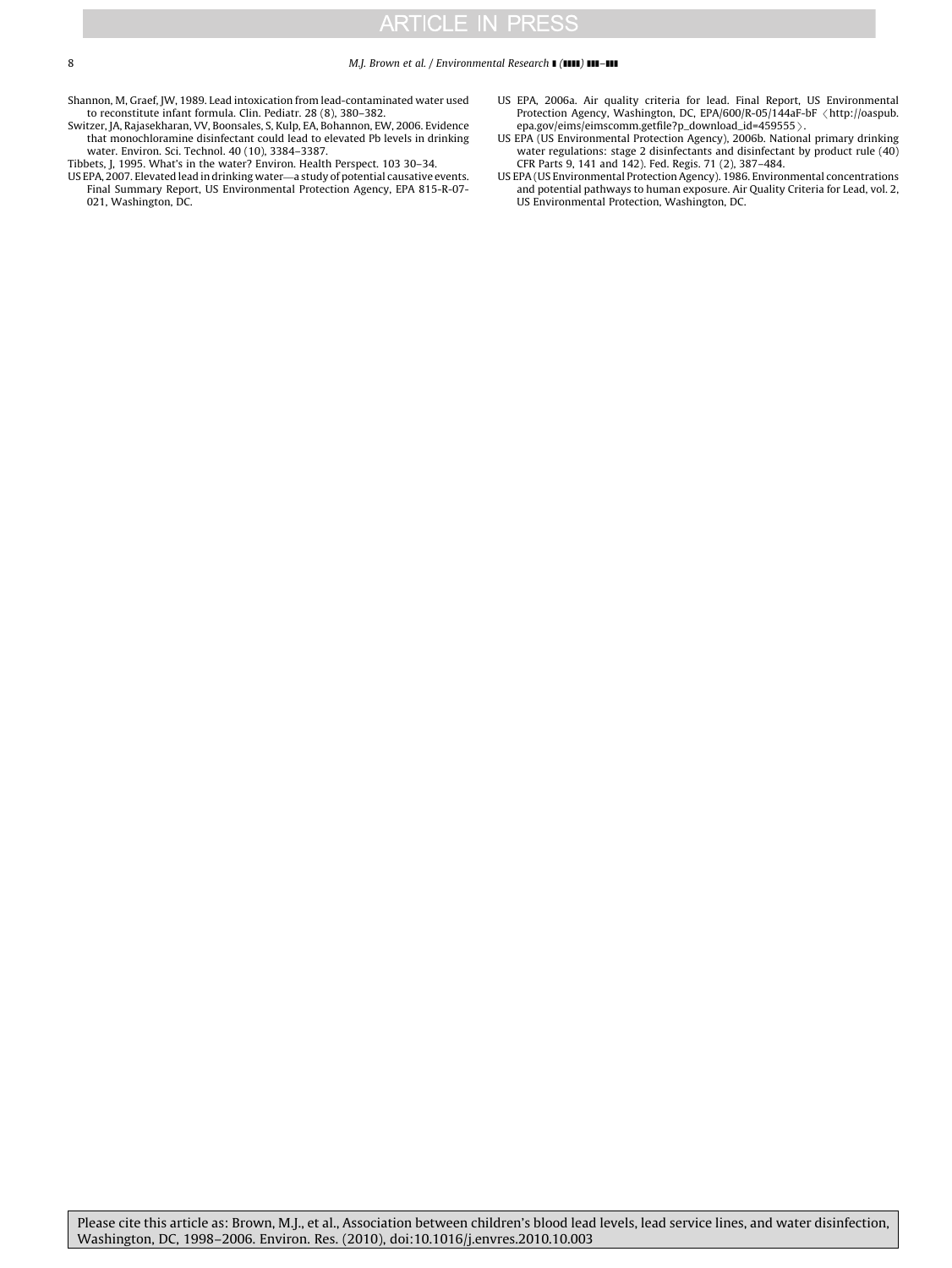Shannon, M, Graef, JW, 1989. Lead intoxication from lead-contaminated water used to reconstitute infant formula. Clin. Pediatr. 28 (8), 380–382.

Switzer, JA, Rajasekharan, VV, Boonsales, S, Kulp, EA, Bohannon, EW, 2006. Evidence that monochloramine disinfectant could lead to elevated Pb levels in drinking water. Environ. Sci. Technol. 40 (10), 3384–3387.

Tibbets, J, 1995. What's in the water? Environ. Health Perspect. 103 30–34.

US EPA, 2007. Elevated lead in drinking water—a study of potential causative events. Final Summary Report, US Environmental Protection Agency, EPA 815-R-07-021, Washington, DC.

US EPA, 2006a. Air quality criteria for lead. Final Report, US Environmental Protection Agency, Washington, DC, EPA/600/R-05/144aF-bF ⟨http://oaspub.epa.gov/eims/eimscomm.getfile?p_download_id=459555⟩.

US EPA (US Environmental Protection Agency), 2006b. National primary drinking water regulations: stage 2 disinfectants and disinfectant by product rule (40) CFR Parts 9, 141 and 142). Fed. Regis. 71 (2), 387–484.

US EPA (US Environmental Protection Agency). 1986. Environmental concentrations and potential pathways to human exposure. Air Quality Criteria for Lead, vol. 2, US Environmental Protection, Washington, DC.

Please cite this article as: Brown, M.J., et al., Association between children's blood lead levels, lead service lines, and water disinfection, Washington, DC, 1998–2006. Environ. Res. (2010), doi:10.1016/j.envres.2010.10.003